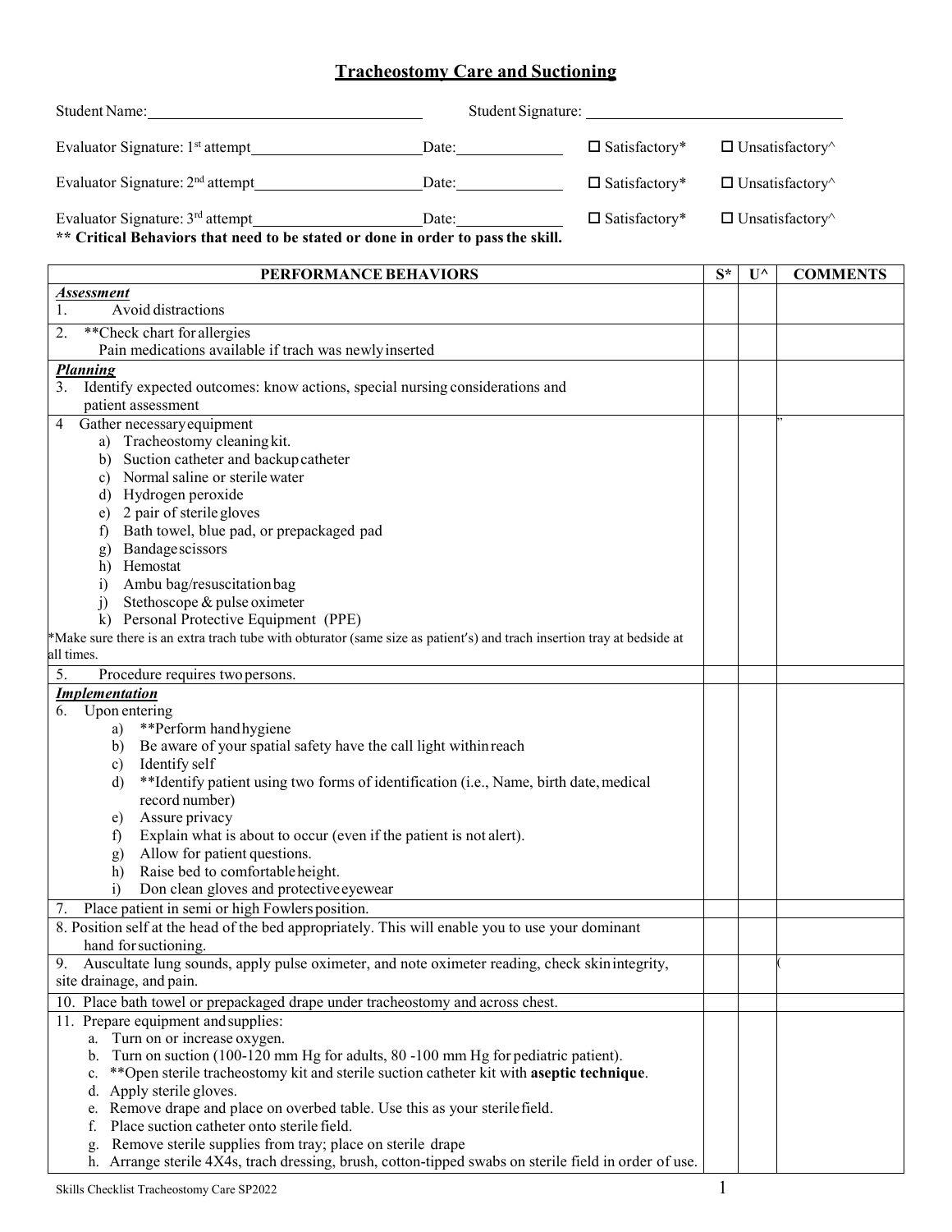# Tracheostomy Care and Suctioning

Student Name: ______________________ Student Signature: ______________________

Evaluator Signature: 1st attempt ______________________ Date: __________ ☐ Satisfactory* ☐ Unsatisfactory^

Evaluator Signature: 2nd attempt ______________________ Date: __________ ☐ Satisfactory* ☐ Unsatisfactory^

Evaluator Signature: 3rd attempt ______________________ Date: __________ ☐ Satisfactory* ☐ Unsatisfactory^

**** Critical Behaviors that need to be stated or done in order to pass the skill.**

| PERFORMANCE BEHAVIORS | S* | U^ | COMMENTS |
|---|---|---|---|
| ***Assessment***<br>1. Avoid distractions | | | |
| 2. **Check chart for allergies<br>Pain medications available if trach was newly inserted | | | |
| ***Planning***<br>3. Identify expected outcomes: know actions, special nursing considerations and patient assessment | | | |
| 4 Gather necessary equipment<br>a) Tracheostomy cleaning kit.<br>b) Suction catheter and backup catheter<br>c) Normal saline or sterile water<br>d) Hydrogen peroxide<br>e) 2 pair of sterile gloves<br>f) Bath towel, blue pad, or prepackaged pad<br>g) Bandage scissors<br>h) Hemostat<br>i) Ambu bag/resuscitation bag<br>j) Stethoscope & pulse oximeter<br>k) Personal Protective Equipment (PPE)<br>*Make sure there is an extra trach tube with obturator (same size as patient's) and trach insertion tray at bedside at all times. | | | ” |
| 5. Procedure requires two persons. | | | |
| ***Implementation***<br>6. Upon entering<br>a) **Perform hand hygiene<br>b) Be aware of your spatial safety have the call light within reach<br>c) Identify self<br>d) **Identify patient using two forms of identification (i.e., Name, birth date, medical record number)<br>e) Assure privacy<br>f) Explain what is about to occur (even if the patient is not alert).<br>g) Allow for patient questions.<br>h) Raise bed to comfortable height.<br>i) Don clean gloves and protective eyewear | | | |
| 7. Place patient in semi or high Fowlers position. | | | |
| 8. Position self at the head of the bed appropriately. This will enable you to use your dominant hand for suctioning. | | | |
| 9. Auscultate lung sounds, apply pulse oximeter, and note oximeter reading, check skin integrity, site drainage, and pain. | | | ( |
| 10. Place bath towel or prepackaged drape under tracheostomy and across chest. | | | |
| 11. Prepare equipment and supplies:<br>a. Turn on or increase oxygen.<br>b. Turn on suction (100-120 mm Hg for adults, 80 -100 mm Hg for pediatric patient).<br>c. **Open sterile tracheostomy kit and sterile suction catheter kit with **aseptic technique**.<br>d. Apply sterile gloves.<br>e. Remove drape and place on overbed table. Use this as your sterile field.<br>f. Place suction catheter onto sterile field.<br>g. Remove sterile supplies from tray; place on sterile drape<br>h. Arrange sterile 4X4s, trach dressing, brush, cotton-tipped swabs on sterile field in order of use. | | | |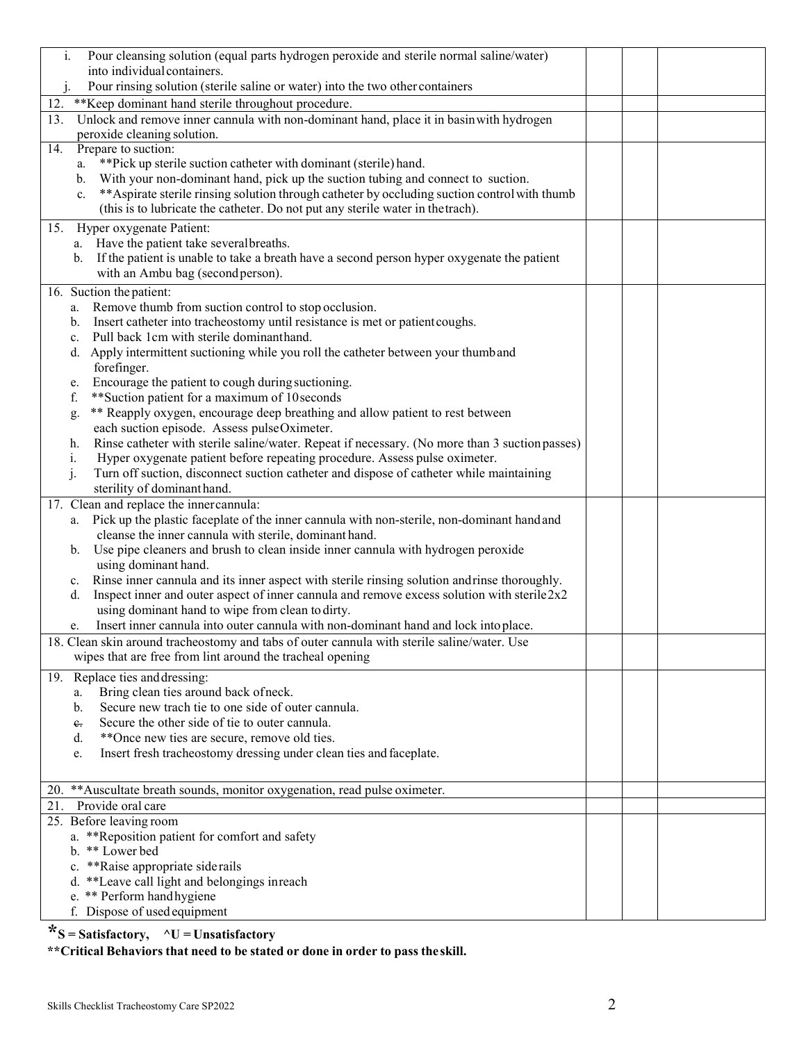| | | | |
|---|---|---|---|
| i. Pour cleansing solution (equal parts hydrogen peroxide and sterile normal saline/water) into individual containers.<br>j. Pour rinsing solution (sterile saline or water) into the two other containers | | | |
| 12. **Keep dominant hand sterile throughout procedure. | | | |
| 13. Unlock and remove inner cannula with non-dominant hand, place it in basin with hydrogen peroxide cleaning solution. | | | |
| 14. Prepare to suction:<br>a. **Pick up sterile suction catheter with dominant (sterile) hand.<br>b. With your non-dominant hand, pick up the suction tubing and connect to suction.<br>c. **Aspirate sterile rinsing solution through catheter by occluding suction control with thumb (this is to lubricate the catheter. Do not put any sterile water in the trach). | | | |
| 15. Hyper oxygenate Patient:<br>a. Have the patient take several breaths.<br>b. If the patient is unable to take a breath have a second person hyper oxygenate the patient with an Ambu bag (second person). | | | |
| 16. Suction the patient:<br>a. Remove thumb from suction control to stop occlusion.<br>b. Insert catheter into tracheostomy until resistance is met or patient coughs.<br>c. Pull back 1cm with sterile dominant hand.<br>d. Apply intermittent suctioning while you roll the catheter between your thumb and forefinger.<br>e. Encourage the patient to cough during suctioning.<br>f. **Suction patient for a maximum of 10 seconds<br>g. ** Reapply oxygen, encourage deep breathing and allow patient to rest between each suction episode. Assess pulse Oximeter.<br>h. Rinse catheter with sterile saline/water. Repeat if necessary. (No more than 3 suction passes)<br>i. Hyper oxygenate patient before repeating procedure. Assess pulse oximeter.<br>j. Turn off suction, disconnect suction catheter and dispose of catheter while maintaining sterility of dominant hand. | | | |
| 17. Clean and replace the inner cannula:<br>a. Pick up the plastic faceplate of the inner cannula with non-sterile, non-dominant hand and cleanse the inner cannula with sterile, dominant hand.<br>b. Use pipe cleaners and brush to clean inside inner cannula with hydrogen peroxide using dominant hand.<br>c. Rinse inner cannula and its inner aspect with sterile rinsing solution and rinse thoroughly.<br>d. Inspect inner and outer aspect of inner cannula and remove excess solution with sterile 2x2 using dominant hand to wipe from clean to dirty.<br>e. Insert inner cannula into outer cannula with non-dominant hand and lock into place. | | | |
| 18. Clean skin around tracheostomy and tabs of outer cannula with sterile saline/water. Use wipes that are free from lint around the tracheal opening | | | |
| 19. Replace ties and dressing:<br>a. Bring clean ties around back of neck.<br>b. Secure new trach tie to one side of outer cannula.<br>c. Secure the other side of tie to outer cannula.<br>d. **Once new ties are secure, remove old ties.<br>e. Insert fresh tracheostomy dressing under clean ties and faceplate. | | | |
| 20. **Auscultate breath sounds, monitor oxygenation, read pulse oximeter. | | | |
| 21. Provide oral care | | | |
| 25. Before leaving room<br>a. **Reposition patient for comfort and safety<br>b. ** Lower bed<br>c. **Raise appropriate side rails<br>d. **Leave call light and belongings in reach<br>e. ** Perform hand hygiene<br>f. Dispose of used equipment | | | |

**\*S = Satisfactory, ^U = Unsatisfactory**

****Critical Behaviors that need to be stated or done in order to pass the skill.**